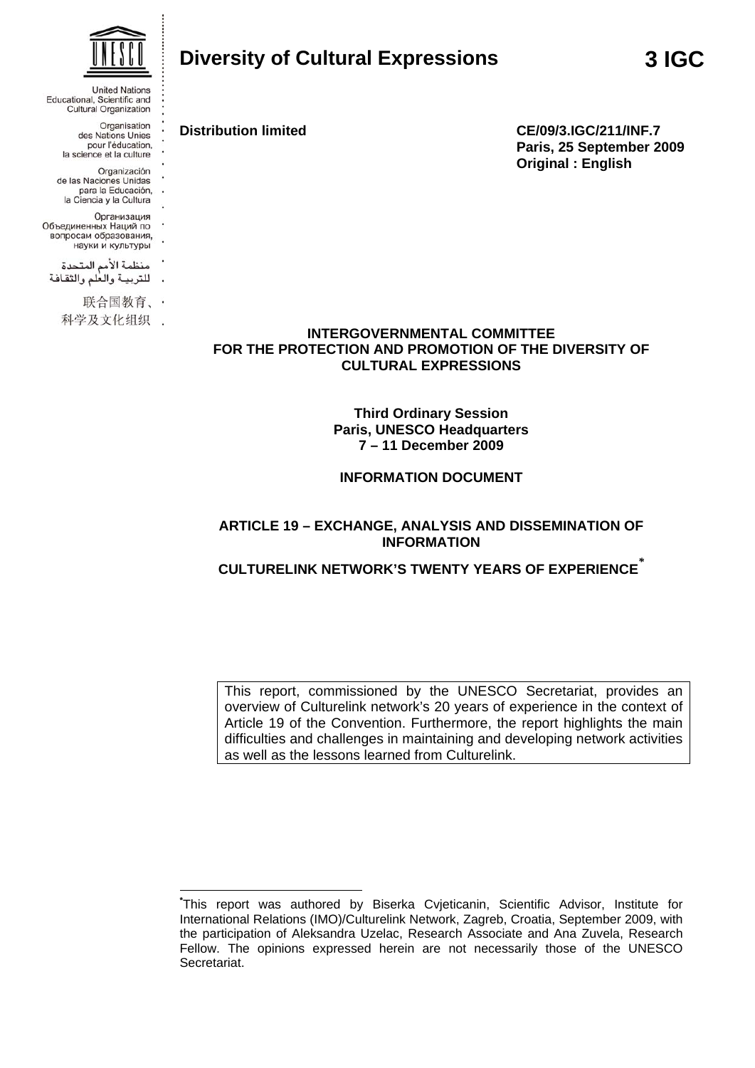United Nations Educational, Scientific and Cultural Organization

Organisation des Nations Unies pour l'éducation, la science et la culture

Organización de las Naciones Unidas para la Educación, la Ciencia y la Cultura

Организация Объединенных Наций по вопросам образования, науки и культуры

منظمة الأمم المتحدة للتربية والعلم والثقافة

联合国教育、科学及文化组织

# Diversity of Cultural Expressions

**3 IGC**

**Distribution limited**

**CE/09/3.IGC/211/INF.7**
**Paris, 25 September 2009**
**Original : English**

**INTERGOVERNMENTAL COMMITTEE FOR THE PROTECTION AND PROMOTION OF THE DIVERSITY OF CULTURAL EXPRESSIONS**

**Third Ordinary Session**
**Paris, UNESCO Headquarters**
**7 – 11 December 2009**

**INFORMATION DOCUMENT**

## ARTICLE 19 – EXCHANGE, ANALYSIS AND DISSEMINATION OF INFORMATION

## CULTURELINK NETWORK'S TWENTY YEARS OF EXPERIENCE[*]

This report, commissioned by the UNESCO Secretariat, provides an overview of Culturelink network's 20 years of experience in the context of Article 19 of the Convention. Furthermore, the report highlights the main difficulties and challenges in maintaining and developing network activities as well as the lessons learned from Culturelink.

---

[*] This report was authored by Biserka Cvjeticanin, Scientific Advisor, Institute for International Relations (IMO)/Culturelink Network, Zagreb, Croatia, September 2009, with the participation of Aleksandra Uzelac, Research Associate and Ana Zuvela, Research Fellow. The opinions expressed herein are not necessarily those of the UNESCO Secretariat.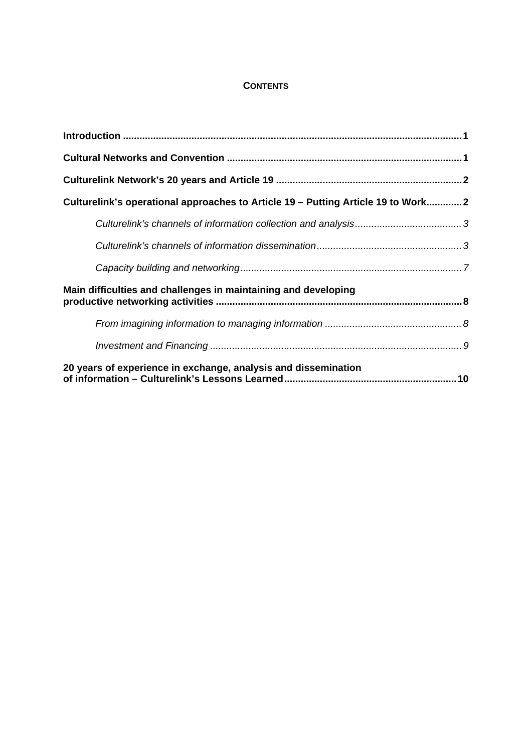## CONTENTS

**Introduction ........................................................................................................................ 1**

**Cultural Networks and Convention .................................................................................... 1**

**Culturelink Network's 20 years and Article 19 ................................................................... 2**

**Culturelink's operational approaches to Article 19 – Putting Article 19 to Work............. 2**

*Culturelink's channels of information collection and analysis....................................... 3*

*Culturelink's channels of information dissemination..................................................... 3*

*Capacity building and networking................................................................................ 7*

**Main difficulties and challenges in maintaining and developing productive networking activities ........................................................................................ 8**

*From imagining information to managing information .................................................. 8*

*Investment and Financing ........................................................................................... 9*

**20 years of experience in exchange, analysis and dissemination of information – Culturelink's Lessons Learned.............................................................. 10**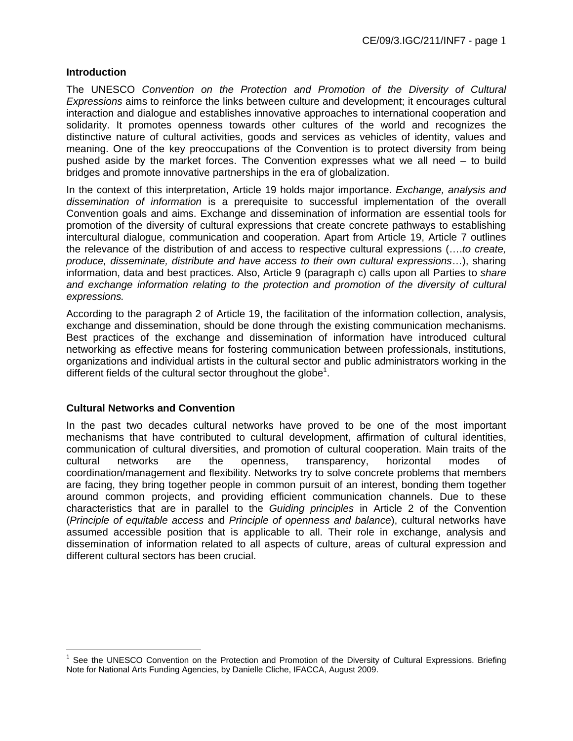## Introduction

The UNESCO *Convention on the Protection and Promotion of the Diversity of Cultural Expressions* aims to reinforce the links between culture and development; it encourages cultural interaction and dialogue and establishes innovative approaches to international cooperation and solidarity. It promotes openness towards other cultures of the world and recognizes the distinctive nature of cultural activities, goods and services as vehicles of identity, values and meaning. One of the key preoccupations of the Convention is to protect diversity from being pushed aside by the market forces. The Convention expresses what we all need – to build bridges and promote innovative partnerships in the era of globalization.

In the context of this interpretation, Article 19 holds major importance. *Exchange, analysis and dissemination of information* is a prerequisite to successful implementation of the overall Convention goals and aims. Exchange and dissemination of information are essential tools for promotion of the diversity of cultural expressions that create concrete pathways to establishing intercultural dialogue, communication and cooperation. Apart from Article 19, Article 7 outlines the relevance of the distribution of and access to respective cultural expressions (….*to create, produce, disseminate, distribute and have access to their own cultural expressions*…), sharing information, data and best practices. Also, Article 9 (paragraph c) calls upon all Parties to *share and exchange information relating to the protection and promotion of the diversity of cultural expressions.*

According to the paragraph 2 of Article 19, the facilitation of the information collection, analysis, exchange and dissemination, should be done through the existing communication mechanisms. Best practices of the exchange and dissemination of information have introduced cultural networking as effective means for fostering communication between professionals, institutions, organizations and individual artists in the cultural sector and public administrators working in the different fields of the cultural sector throughout the globe[1].

## Cultural Networks and Convention

In the past two decades cultural networks have proved to be one of the most important mechanisms that have contributed to cultural development, affirmation of cultural identities, communication of cultural diversities, and promotion of cultural cooperation. Main traits of the cultural networks are the openness, transparency, horizontal modes of coordination/management and flexibility. Networks try to solve concrete problems that members are facing, they bring together people in common pursuit of an interest, bonding them together around common projects, and providing efficient communication channels. Due to these characteristics that are in parallel to the *Guiding principles* in Article 2 of the Convention (*Principle of equitable access* and *Principle of openness and balance*), cultural networks have assumed accessible position that is applicable to all. Their role in exchange, analysis and dissemination of information related to all aspects of culture, areas of cultural expression and different cultural sectors has been crucial.

[1] See the UNESCO Convention on the Protection and Promotion of the Diversity of Cultural Expressions. Briefing Note for National Arts Funding Agencies, by Danielle Cliche, IFACCA, August 2009.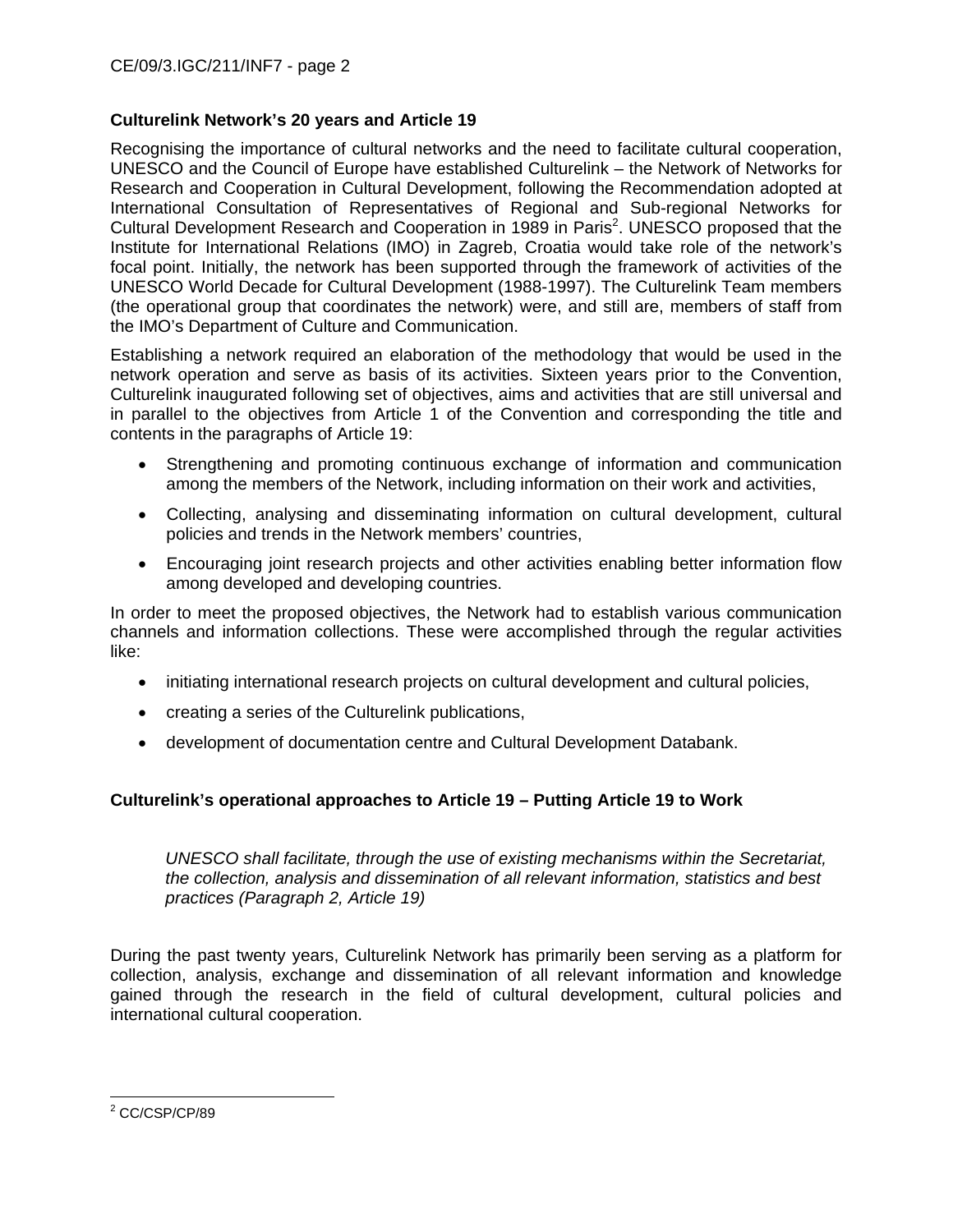**Culturelink Network's 20 years and Article 19**

Recognising the importance of cultural networks and the need to facilitate cultural cooperation, UNESCO and the Council of Europe have established Culturelink – the Network of Networks for Research and Cooperation in Cultural Development, following the Recommendation adopted at International Consultation of Representatives of Regional and Sub-regional Networks for Cultural Development Research and Cooperation in 1989 in Paris[2]. UNESCO proposed that the Institute for International Relations (IMO) in Zagreb, Croatia would take role of the network's focal point. Initially, the network has been supported through the framework of activities of the UNESCO World Decade for Cultural Development (1988-1997). The Culturelink Team members (the operational group that coordinates the network) were, and still are, members of staff from the IMO's Department of Culture and Communication.

Establishing a network required an elaboration of the methodology that would be used in the network operation and serve as basis of its activities. Sixteen years prior to the Convention, Culturelink inaugurated following set of objectives, aims and activities that are still universal and in parallel to the objectives from Article 1 of the Convention and corresponding the title and contents in the paragraphs of Article 19:

- Strengthening and promoting continuous exchange of information and communication among the members of the Network, including information on their work and activities,
- Collecting, analysing and disseminating information on cultural development, cultural policies and trends in the Network members' countries,
- Encouraging joint research projects and other activities enabling better information flow among developed and developing countries.

In order to meet the proposed objectives, the Network had to establish various communication channels and information collections. These were accomplished through the regular activities like:

- initiating international research projects on cultural development and cultural policies,
- creating a series of the Culturelink publications,
- development of documentation centre and Cultural Development Databank.

**Culturelink's operational approaches to Article 19 – Putting Article 19 to Work**

> *UNESCO shall facilitate, through the use of existing mechanisms within the Secretariat, the collection, analysis and dissemination of all relevant information, statistics and best practices (Paragraph 2, Article 19)*

During the past twenty years, Culturelink Network has primarily been serving as a platform for collection, analysis, exchange and dissemination of all relevant information and knowledge gained through the research in the field of cultural development, cultural policies and international cultural cooperation.

---

[2] CC/CSP/CP/89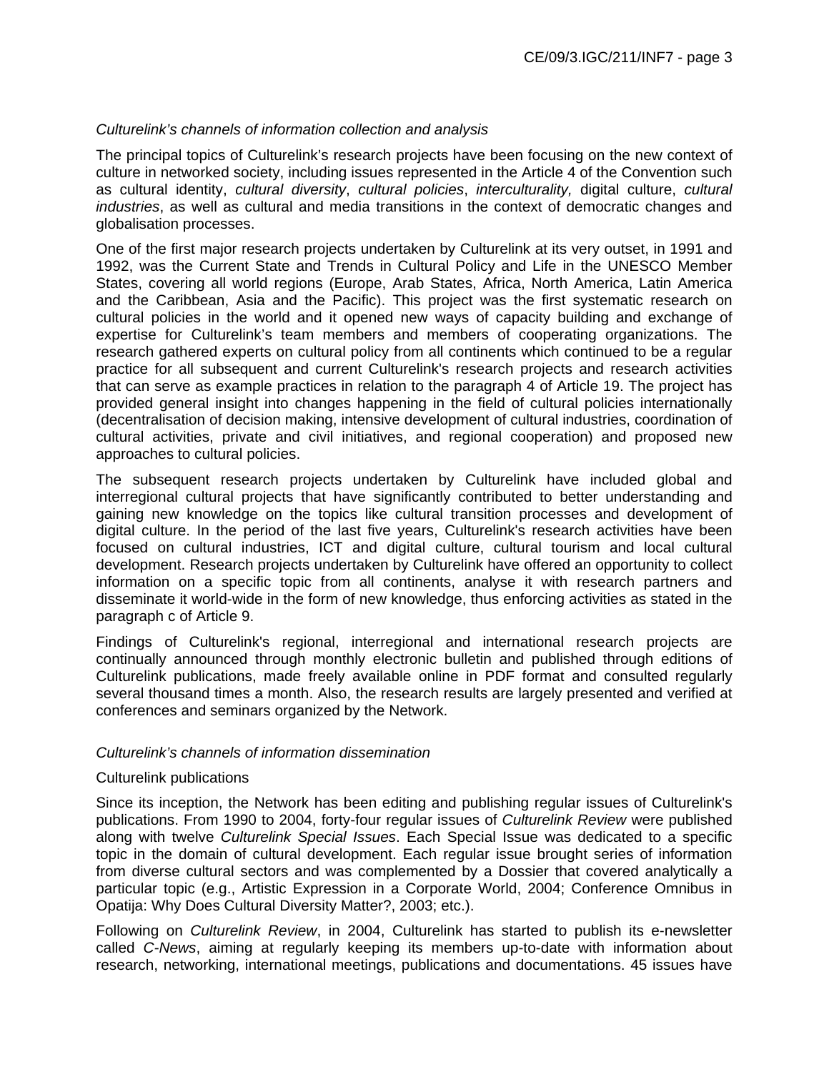*Culturelink's channels of information collection and analysis*

The principal topics of Culturelink's research projects have been focusing on the new context of culture in networked society, including issues represented in the Article 4 of the Convention such as cultural identity, *cultural diversity*, *cultural policies*, *interculturality,* digital culture, *cultural industries*, as well as cultural and media transitions in the context of democratic changes and globalisation processes.

One of the first major research projects undertaken by Culturelink at its very outset, in 1991 and 1992, was the Current State and Trends in Cultural Policy and Life in the UNESCO Member States, covering all world regions (Europe, Arab States, Africa, North America, Latin America and the Caribbean, Asia and the Pacific). This project was the first systematic research on cultural policies in the world and it opened new ways of capacity building and exchange of expertise for Culturelink's team members and members of cooperating organizations. The research gathered experts on cultural policy from all continents which continued to be a regular practice for all subsequent and current Culturelink's research projects and research activities that can serve as example practices in relation to the paragraph 4 of Article 19. The project has provided general insight into changes happening in the field of cultural policies internationally (decentralisation of decision making, intensive development of cultural industries, coordination of cultural activities, private and civil initiatives, and regional cooperation) and proposed new approaches to cultural policies.

The subsequent research projects undertaken by Culturelink have included global and interregional cultural projects that have significantly contributed to better understanding and gaining new knowledge on the topics like cultural transition processes and development of digital culture. In the period of the last five years, Culturelink's research activities have been focused on cultural industries, ICT and digital culture, cultural tourism and local cultural development. Research projects undertaken by Culturelink have offered an opportunity to collect information on a specific topic from all continents, analyse it with research partners and disseminate it world-wide in the form of new knowledge, thus enforcing activities as stated in the paragraph c of Article 9.

Findings of Culturelink's regional, interregional and international research projects are continually announced through monthly electronic bulletin and published through editions of Culturelink publications, made freely available online in PDF format and consulted regularly several thousand times a month. Also, the research results are largely presented and verified at conferences and seminars organized by the Network.

*Culturelink's channels of information dissemination*

Culturelink publications

Since its inception, the Network has been editing and publishing regular issues of Culturelink's publications. From 1990 to 2004, forty-four regular issues of *Culturelink Review* were published along with twelve *Culturelink Special Issues*. Each Special Issue was dedicated to a specific topic in the domain of cultural development. Each regular issue brought series of information from diverse cultural sectors and was complemented by a Dossier that covered analytically a particular topic (e.g., Artistic Expression in a Corporate World, 2004; Conference Omnibus in Opatija: Why Does Cultural Diversity Matter?, 2003; etc.).

Following on *Culturelink Review*, in 2004, Culturelink has started to publish its e-newsletter called *C-News*, aiming at regularly keeping its members up-to-date with information about research, networking, international meetings, publications and documentations. 45 issues have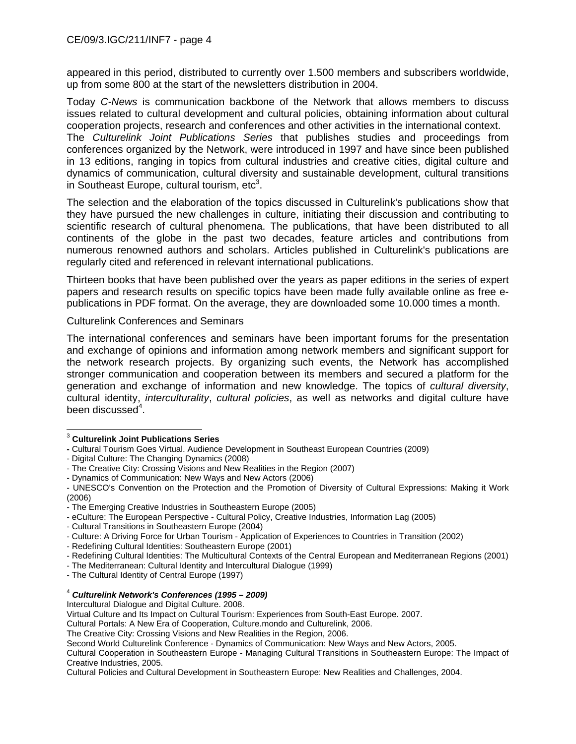appeared in this period, distributed to currently over 1.500 members and subscribers worldwide, up from some 800 at the start of the newsletters distribution in 2004.

Today *C-News* is communication backbone of the Network that allows members to discuss issues related to cultural development and cultural policies, obtaining information about cultural cooperation projects, research and conferences and other activities in the international context. The *Culturelink Joint Publications Series* that publishes studies and proceedings from conferences organized by the Network, were introduced in 1997 and have since been published in 13 editions, ranging in topics from cultural industries and creative cities, digital culture and dynamics of communication, cultural diversity and sustainable development, cultural transitions in Southeast Europe, cultural tourism, etc[3].

The selection and the elaboration of the topics discussed in Culturelink's publications show that they have pursued the new challenges in culture, initiating their discussion and contributing to scientific research of cultural phenomena. The publications, that have been distributed to all continents of the globe in the past two decades, feature articles and contributions from numerous renowned authors and scholars. Articles published in Culturelink's publications are regularly cited and referenced in relevant international publications.

Thirteen books that have been published over the years as paper editions in the series of expert papers and research results on specific topics have been made fully available online as free e-publications in PDF format. On the average, they are downloaded some 10.000 times a month.

Culturelink Conferences and Seminars

The international conferences and seminars have been important forums for the presentation and exchange of opinions and information among network members and significant support for the network research projects. By organizing such events, the Network has accomplished stronger communication and cooperation between its members and secured a platform for the generation and exchange of information and new knowledge. The topics of *cultural diversity*, cultural identity, *interculturality*, *cultural policies*, as well as networks and digital culture have been discussed[4].

---

[3] **Culturelink Joint Publications Series**

- Cultural Tourism Goes Virtual. Audience Development in Southeast European Countries (2009)
- Digital Culture: The Changing Dynamics (2008)
- The Creative City: Crossing Visions and New Realities in the Region (2007)
- Dynamics of Communication: New Ways and New Actors (2006)
- UNESCO's Convention on the Protection and the Promotion of Diversity of Cultural Expressions: Making it Work (2006)
- The Emerging Creative Industries in Southeastern Europe (2005)
- eCulture: The European Perspective - Cultural Policy, Creative Industries, Information Lag (2005)
- Cultural Transitions in Southeastern Europe (2004)
- Culture: A Driving Force for Urban Tourism - Application of Experiences to Countries in Transition (2002)
- Redefining Cultural Identities: Southeastern Europe (2001)
- Redefining Cultural Identities: The Multicultural Contexts of the Central European and Mediterranean Regions (2001)
- The Mediterranean: Cultural Identity and Intercultural Dialogue (1999)
- The Cultural Identity of Central Europe (1997)

[4] ***Culturelink Network's Conferences (1995 – 2009)***

Intercultural Dialogue and Digital Culture. 2008.
Virtual Culture and Its Impact on Cultural Tourism: Experiences from South-East Europe. 2007.
Cultural Portals: A New Era of Cooperation, Culture.mondo and Culturelink, 2006.
The Creative City: Crossing Visions and New Realities in the Region, 2006.
Second World Culturelink Conference - Dynamics of Communication: New Ways and New Actors, 2005.
Cultural Cooperation in Southeastern Europe - Managing Cultural Transitions in Southeastern Europe: The Impact of Creative Industries, 2005.
Cultural Policies and Cultural Development in Southeastern Europe: New Realities and Challenges, 2004.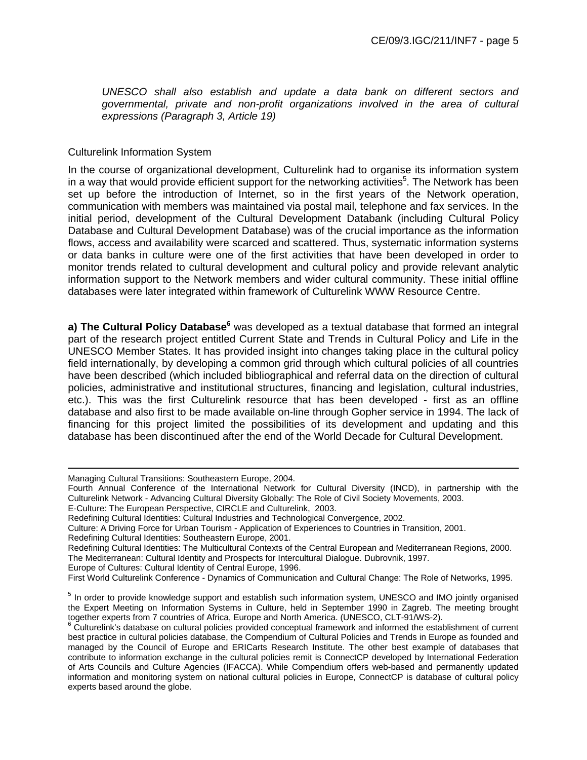*UNESCO shall also establish and update a data bank on different sectors and governmental, private and non-profit organizations involved in the area of cultural expressions (Paragraph 3, Article 19)*

Culturelink Information System

In the course of organizational development, Culturelink had to organise its information system in a way that would provide efficient support for the networking activities[5]. The Network has been set up before the introduction of Internet, so in the first years of the Network operation, communication with members was maintained via postal mail, telephone and fax services. In the initial period, development of the Cultural Development Databank (including Cultural Policy Database and Cultural Development Database) was of the crucial importance as the information flows, access and availability were scarced and scattered. Thus, systematic information systems or data banks in culture were one of the first activities that have been developed in order to monitor trends related to cultural development and cultural policy and provide relevant analytic information support to the Network members and wider cultural community. These initial offline databases were later integrated within framework of Culturelink WWW Resource Centre.

**a) The Cultural Policy Database[6]** was developed as a textual database that formed an integral part of the research project entitled Current State and Trends in Cultural Policy and Life in the UNESCO Member States. It has provided insight into changes taking place in the cultural policy field internationally, by developing a common grid through which cultural policies of all countries have been described (which included bibliographical and referral data on the direction of cultural policies, administrative and institutional structures, financing and legislation, cultural industries, etc.). This was the first Culturelink resource that has been developed - first as an offline database and also first to be made available on-line through Gopher service in 1994. The lack of financing for this project limited the possibilities of its development and updating and this database has been discontinued after the end of the World Decade for Cultural Development.

---

Managing Cultural Transitions: Southeastern Europe, 2004.
Fourth Annual Conference of the International Network for Cultural Diversity (INCD), in partnership with the Culturelink Network - Advancing Cultural Diversity Globally: The Role of Civil Society Movements, 2003.
E-Culture: The European Perspective, CIRCLE and Culturelink, 2003.
Redefining Cultural Identities: Cultural Industries and Technological Convergence, 2002.
Culture: A Driving Force for Urban Tourism - Application of Experiences to Countries in Transition, 2001.
Redefining Cultural Identities: Southeastern Europe, 2001.
Redefining Cultural Identities: The Multicultural Contexts of the Central European and Mediterranean Regions, 2000.
The Mediterranean: Cultural Identity and Prospects for Intercultural Dialogue. Dubrovnik, 1997.
Europe of Cultures: Cultural Identity of Central Europe, 1996.
First World Culturelink Conference - Dynamics of Communication and Cultural Change: The Role of Networks, 1995.

[5] In order to provide knowledge support and establish such information system, UNESCO and IMO jointly organised the Expert Meeting on Information Systems in Culture, held in September 1990 in Zagreb. The meeting brought together experts from 7 countries of Africa, Europe and North America. (UNESCO, CLT-91/WS-2).

[6] Culturelink's database on cultural policies provided conceptual framework and informed the establishment of current best practice in cultural policies database, the Compendium of Cultural Policies and Trends in Europe as founded and managed by the Council of Europe and ERICarts Research Institute. The other best example of databases that contribute to information exchange in the cultural policies remit is ConnectCP developed by International Federation of Arts Councils and Culture Agencies (IFACCA). While Compendium offers web-based and permanently updated information and monitoring system on national cultural policies in Europe, ConnectCP is database of cultural policy experts based around the globe.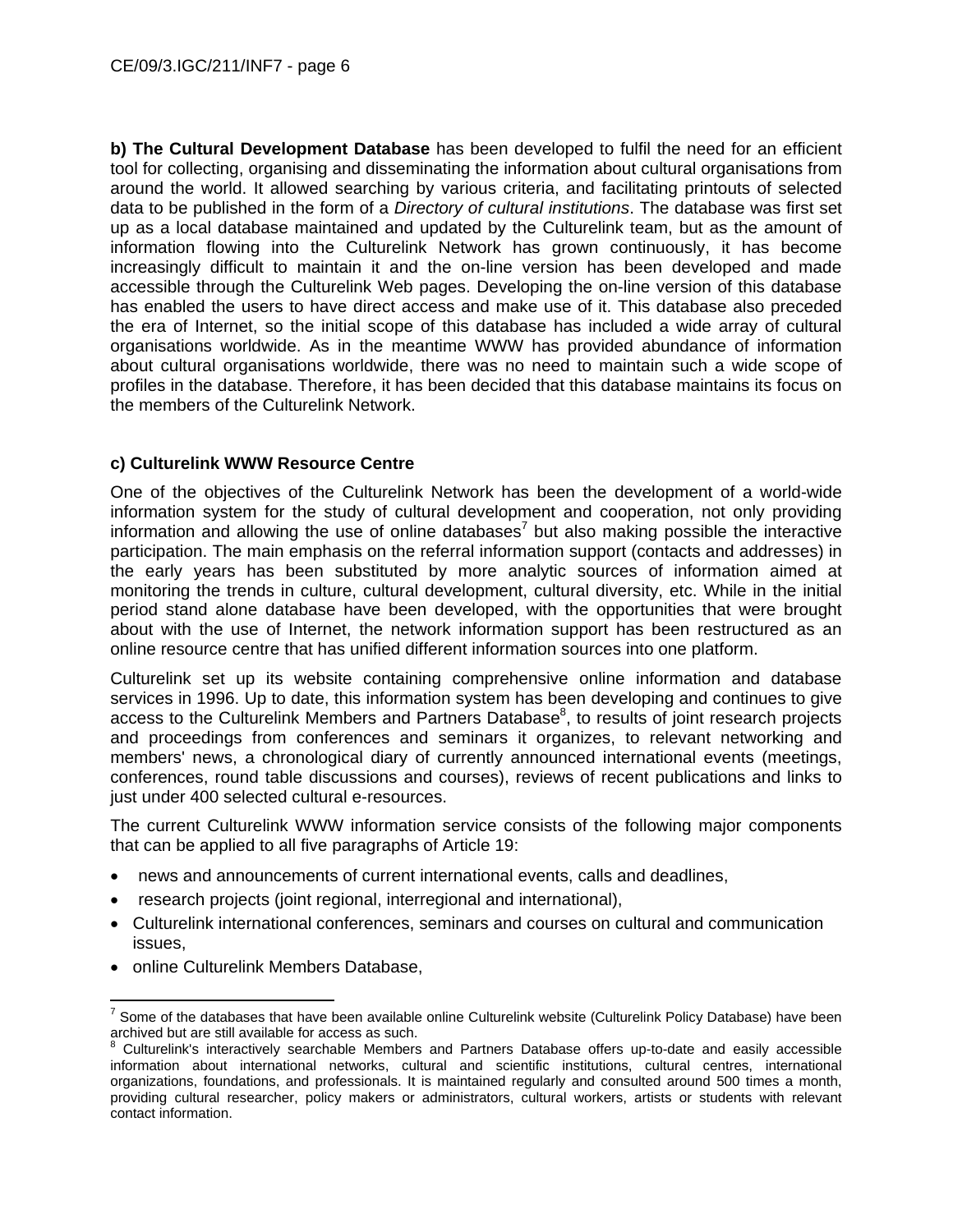**b) The Cultural Development Database** has been developed to fulfil the need for an efficient tool for collecting, organising and disseminating the information about cultural organisations from around the world. It allowed searching by various criteria, and facilitating printouts of selected data to be published in the form of a *Directory of cultural institutions*. The database was first set up as a local database maintained and updated by the Culturelink team, but as the amount of information flowing into the Culturelink Network has grown continuously, it has become increasingly difficult to maintain it and the on-line version has been developed and made accessible through the Culturelink Web pages. Developing the on-line version of this database has enabled the users to have direct access and make use of it. This database also preceded the era of Internet, so the initial scope of this database has included a wide array of cultural organisations worldwide. As in the meantime WWW has provided abundance of information about cultural organisations worldwide, there was no need to maintain such a wide scope of profiles in the database. Therefore, it has been decided that this database maintains its focus on the members of the Culturelink Network.

**c) Culturelink WWW Resource Centre**

One of the objectives of the Culturelink Network has been the development of a world-wide information system for the study of cultural development and cooperation, not only providing information and allowing the use of online databases[7] but also making possible the interactive participation. The main emphasis on the referral information support (contacts and addresses) in the early years has been substituted by more analytic sources of information aimed at monitoring the trends in culture, cultural development, cultural diversity, etc. While in the initial period stand alone database have been developed, with the opportunities that were brought about with the use of Internet, the network information support has been restructured as an online resource centre that has unified different information sources into one platform.

Culturelink set up its website containing comprehensive online information and database services in 1996. Up to date, this information system has been developing and continues to give access to the Culturelink Members and Partners Database[8], to results of joint research projects and proceedings from conferences and seminars it organizes, to relevant networking and members' news, a chronological diary of currently announced international events (meetings, conferences, round table discussions and courses), reviews of recent publications and links to just under 400 selected cultural e-resources.

The current Culturelink WWW information service consists of the following major components that can be applied to all five paragraphs of Article 19:

- news and announcements of current international events, calls and deadlines,
- research projects (joint regional, interregional and international),
- Culturelink international conferences, seminars and courses on cultural and communication issues,
- online Culturelink Members Database,

---

[7] Some of the databases that have been available online Culturelink website (Culturelink Policy Database) have been archived but are still available for access as such.

[8] Culturelink's interactively searchable Members and Partners Database offers up-to-date and easily accessible information about international networks, cultural and scientific institutions, cultural centres, international organizations, foundations, and professionals. It is maintained regularly and consulted around 500 times a month, providing cultural researcher, policy makers or administrators, cultural workers, artists or students with relevant contact information.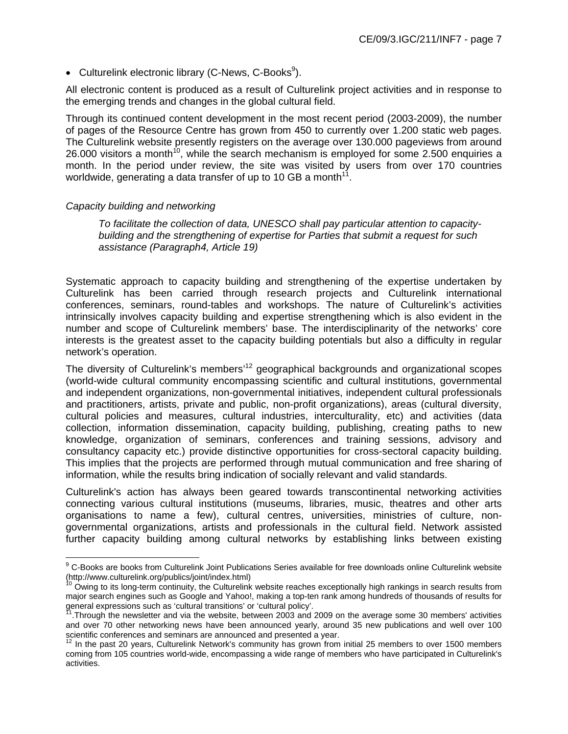- Culturelink electronic library (C-News, C-Books[9]).

All electronic content is produced as a result of Culturelink project activities and in response to the emerging trends and changes in the global cultural field.

Through its continued content development in the most recent period (2003-2009), the number of pages of the Resource Centre has grown from 450 to currently over 1.200 static web pages. The Culturelink website presently registers on the average over 130.000 pageviews from around 26.000 visitors a month[10], while the search mechanism is employed for some 2.500 enquiries a month. In the period under review, the site was visited by users from over 170 countries worldwide, generating a data transfer of up to 10 GB a month[11].

*Capacity building and networking*

> *To facilitate the collection of data, UNESCO shall pay particular attention to capacity-building and the strengthening of expertise for Parties that submit a request for such assistance (Paragraph4, Article 19)*

Systematic approach to capacity building and strengthening of the expertise undertaken by Culturelink has been carried through research projects and Culturelink international conferences, seminars, round-tables and workshops. The nature of Culturelink's activities intrinsically involves capacity building and expertise strengthening which is also evident in the number and scope of Culturelink members' base. The interdisciplinarity of the networks' core interests is the greatest asset to the capacity building potentials but also a difficulty in regular network's operation.

The diversity of Culturelink's members'[12] geographical backgrounds and organizational scopes (world-wide cultural community encompassing scientific and cultural institutions, governmental and independent organizations, non-governmental initiatives, independent cultural professionals and practitioners, artists, private and public, non-profit organizations), areas (cultural diversity, cultural policies and measures, cultural industries, interculturality, etc) and activities (data collection, information dissemination, capacity building, publishing, creating paths to new knowledge, organization of seminars, conferences and training sessions, advisory and consultancy capacity etc.) provide distinctive opportunities for cross-sectoral capacity building. This implies that the projects are performed through mutual communication and free sharing of information, while the results bring indication of socially relevant and valid standards.

Culturelink's action has always been geared towards transcontinental networking activities connecting various cultural institutions (museums, libraries, music, theatres and other arts organisations to name a few), cultural centres, universities, ministries of culture, non-governmental organizations, artists and professionals in the cultural field. Network assisted further capacity building among cultural networks by establishing links between existing

---

[9] C-Books are books from Culturelink Joint Publications Series available for free downloads online Culturelink website (http://www.culturelink.org/publics/joint/index.html)

[10] Owing to its long-term continuity, the Culturelink website reaches exceptionally high rankings in search results from major search engines such as Google and Yahoo!, making a top-ten rank among hundreds of thousands of results for general expressions such as 'cultural transitions' or 'cultural policy'.

[11] Through the newsletter and via the website, between 2003 and 2009 on the average some 30 members' activities and over 70 other networking news have been announced yearly, around 35 new publications and well over 100 scientific conferences and seminars are announced and presented a year.

[12] In the past 20 years, Culturelink Network's community has grown from initial 25 members to over 1500 members coming from 105 countries world-wide, encompassing a wide range of members who have participated in Culturelink's activities.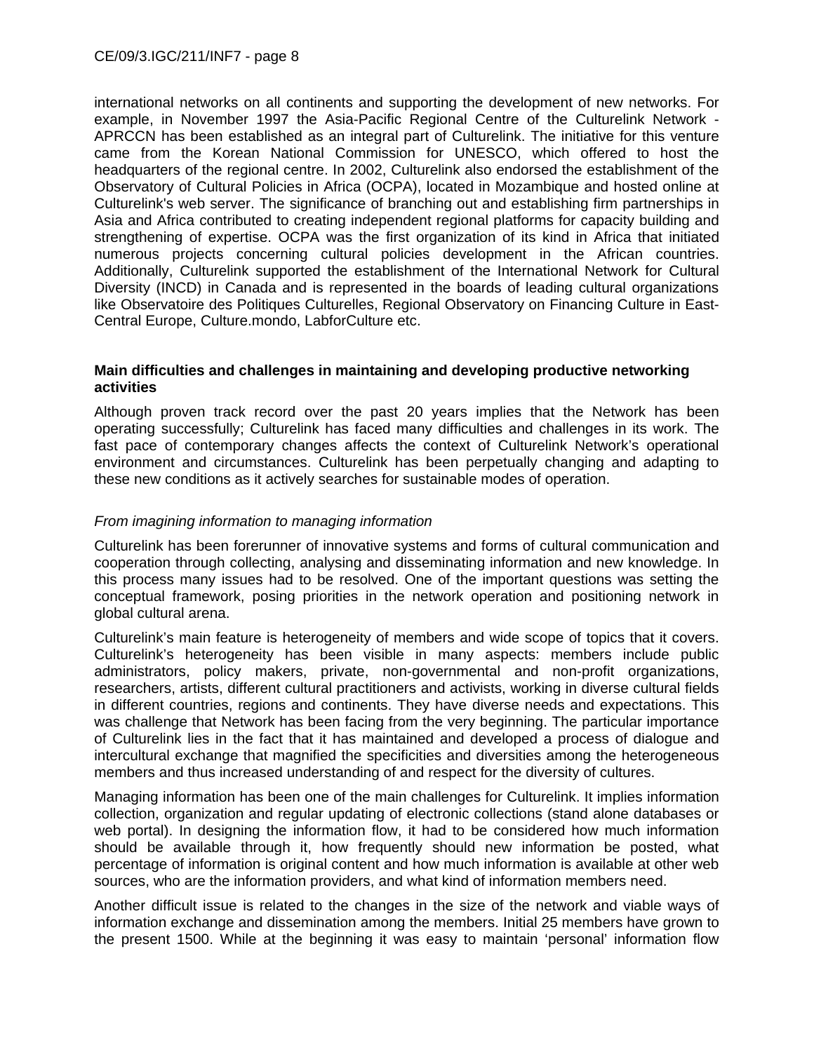international networks on all continents and supporting the development of new networks. For example, in November 1997 the Asia-Pacific Regional Centre of the Culturelink Network - APRCCN has been established as an integral part of Culturelink. The initiative for this venture came from the Korean National Commission for UNESCO, which offered to host the headquarters of the regional centre. In 2002, Culturelink also endorsed the establishment of the Observatory of Cultural Policies in Africa (OCPA), located in Mozambique and hosted online at Culturelink's web server. The significance of branching out and establishing firm partnerships in Asia and Africa contributed to creating independent regional platforms for capacity building and strengthening of expertise. OCPA was the first organization of its kind in Africa that initiated numerous projects concerning cultural policies development in the African countries. Additionally, Culturelink supported the establishment of the International Network for Cultural Diversity (INCD) in Canada and is represented in the boards of leading cultural organizations like Observatoire des Politiques Culturelles, Regional Observatory on Financing Culture in East-Central Europe, Culture.mondo, LabforCulture etc.

**Main difficulties and challenges in maintaining and developing productive networking activities**

Although proven track record over the past 20 years implies that the Network has been operating successfully; Culturelink has faced many difficulties and challenges in its work. The fast pace of contemporary changes affects the context of Culturelink Network's operational environment and circumstances. Culturelink has been perpetually changing and adapting to these new conditions as it actively searches for sustainable modes of operation.

*From imagining information to managing information*

Culturelink has been forerunner of innovative systems and forms of cultural communication and cooperation through collecting, analysing and disseminating information and new knowledge. In this process many issues had to be resolved. One of the important questions was setting the conceptual framework, posing priorities in the network operation and positioning network in global cultural arena.

Culturelink's main feature is heterogeneity of members and wide scope of topics that it covers. Culturelink's heterogeneity has been visible in many aspects: members include public administrators, policy makers, private, non-governmental and non-profit organizations, researchers, artists, different cultural practitioners and activists, working in diverse cultural fields in different countries, regions and continents. They have diverse needs and expectations. This was challenge that Network has been facing from the very beginning. The particular importance of Culturelink lies in the fact that it has maintained and developed a process of dialogue and intercultural exchange that magnified the specificities and diversities among the heterogeneous members and thus increased understanding of and respect for the diversity of cultures.

Managing information has been one of the main challenges for Culturelink. It implies information collection, organization and regular updating of electronic collections (stand alone databases or web portal). In designing the information flow, it had to be considered how much information should be available through it, how frequently should new information be posted, what percentage of information is original content and how much information is available at other web sources, who are the information providers, and what kind of information members need.

Another difficult issue is related to the changes in the size of the network and viable ways of information exchange and dissemination among the members. Initial 25 members have grown to the present 1500. While at the beginning it was easy to maintain 'personal' information flow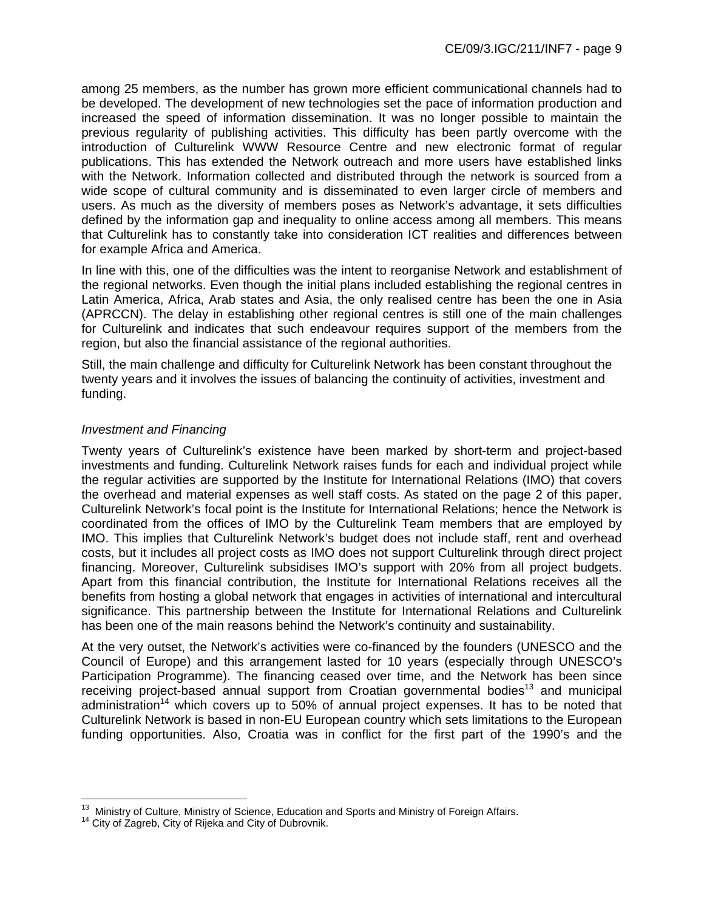among 25 members, as the number has grown more efficient communicational channels had to be developed. The development of new technologies set the pace of information production and increased the speed of information dissemination. It was no longer possible to maintain the previous regularity of publishing activities. This difficulty has been partly overcome with the introduction of Culturelink WWW Resource Centre and new electronic format of regular publications. This has extended the Network outreach and more users have established links with the Network. Information collected and distributed through the network is sourced from a wide scope of cultural community and is disseminated to even larger circle of members and users. As much as the diversity of members poses as Network's advantage, it sets difficulties defined by the information gap and inequality to online access among all members. This means that Culturelink has to constantly take into consideration ICT realities and differences between for example Africa and America.

In line with this, one of the difficulties was the intent to reorganise Network and establishment of the regional networks. Even though the initial plans included establishing the regional centres in Latin America, Africa, Arab states and Asia, the only realised centre has been the one in Asia (APRCCN). The delay in establishing other regional centres is still one of the main challenges for Culturelink and indicates that such endeavour requires support of the members from the region, but also the financial assistance of the regional authorities.

Still, the main challenge and difficulty for Culturelink Network has been constant throughout the twenty years and it involves the issues of balancing the continuity of activities, investment and funding.

*Investment and Financing*

Twenty years of Culturelink's existence have been marked by short-term and project-based investments and funding. Culturelink Network raises funds for each and individual project while the regular activities are supported by the Institute for International Relations (IMO) that covers the overhead and material expenses as well staff costs. As stated on the page 2 of this paper, Culturelink Network's focal point is the Institute for International Relations; hence the Network is coordinated from the offices of IMO by the Culturelink Team members that are employed by IMO. This implies that Culturelink Network's budget does not include staff, rent and overhead costs, but it includes all project costs as IMO does not support Culturelink through direct project financing. Moreover, Culturelink subsidises IMO's support with 20% from all project budgets. Apart from this financial contribution, the Institute for International Relations receives all the benefits from hosting a global network that engages in activities of international and intercultural significance. This partnership between the Institute for International Relations and Culturelink has been one of the main reasons behind the Network's continuity and sustainability.

At the very outset, the Network's activities were co-financed by the founders (UNESCO and the Council of Europe) and this arrangement lasted for 10 years (especially through UNESCO's Participation Programme). The financing ceased over time, and the Network has been since receiving project-based annual support from Croatian governmental bodies[13] and municipal administration[14] which covers up to 50% of annual project expenses. It has to be noted that Culturelink Network is based in non-EU European country which sets limitations to the European funding opportunities. Also, Croatia was in conflict for the first part of the 1990's and the

[13] Ministry of Culture, Ministry of Science, Education and Sports and Ministry of Foreign Affairs.

[14] City of Zagreb, City of Rijeka and City of Dubrovnik.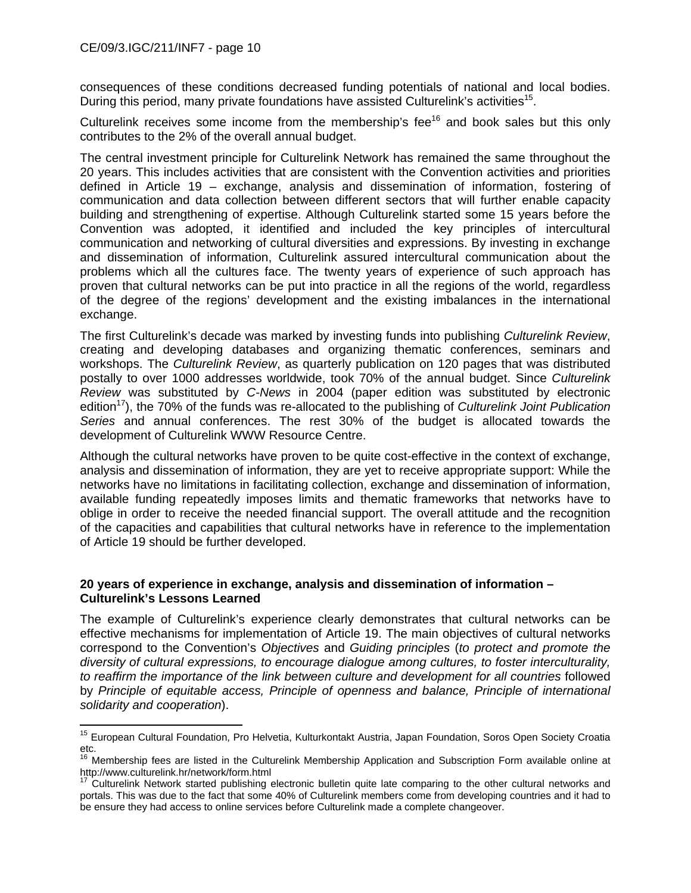consequences of these conditions decreased funding potentials of national and local bodies. During this period, many private foundations have assisted Culturelink's activities[15].

Culturelink receives some income from the membership's fee[16] and book sales but this only contributes to the 2% of the overall annual budget.

The central investment principle for Culturelink Network has remained the same throughout the 20 years. This includes activities that are consistent with the Convention activities and priorities defined in Article 19 – exchange, analysis and dissemination of information, fostering of communication and data collection between different sectors that will further enable capacity building and strengthening of expertise. Although Culturelink started some 15 years before the Convention was adopted, it identified and included the key principles of intercultural communication and networking of cultural diversities and expressions. By investing in exchange and dissemination of information, Culturelink assured intercultural communication about the problems which all the cultures face. The twenty years of experience of such approach has proven that cultural networks can be put into practice in all the regions of the world, regardless of the degree of the regions' development and the existing imbalances in the international exchange.

The first Culturelink's decade was marked by investing funds into publishing *Culturelink Review*, creating and developing databases and organizing thematic conferences, seminars and workshops. The *Culturelink Review*, as quarterly publication on 120 pages that was distributed postally to over 1000 addresses worldwide, took 70% of the annual budget. Since *Culturelink Review* was substituted by *C-News* in 2004 (paper edition was substituted by electronic edition[17]), the 70% of the funds was re-allocated to the publishing of *Culturelink Joint Publication Series* and annual conferences. The rest 30% of the budget is allocated towards the development of Culturelink WWW Resource Centre.

Although the cultural networks have proven to be quite cost-effective in the context of exchange, analysis and dissemination of information, they are yet to receive appropriate support: While the networks have no limitations in facilitating collection, exchange and dissemination of information, available funding repeatedly imposes limits and thematic frameworks that networks have to oblige in order to receive the needed financial support. The overall attitude and the recognition of the capacities and capabilities that cultural networks have in reference to the implementation of Article 19 should be further developed.

**20 years of experience in exchange, analysis and dissemination of information – Culturelink's Lessons Learned**

The example of Culturelink's experience clearly demonstrates that cultural networks can be effective mechanisms for implementation of Article 19. The main objectives of cultural networks correspond to the Convention's *Objectives* and *Guiding principles* (*to protect and promote the diversity of cultural expressions, to encourage dialogue among cultures, to foster interculturality, to reaffirm the importance of the link between culture and development for all countries* followed by *Principle of equitable access, Principle of openness and balance, Principle of international solidarity and cooperation*).

---

[15] European Cultural Foundation, Pro Helvetia, Kulturkontakt Austria, Japan Foundation, Soros Open Society Croatia etc.

[16] Membership fees are listed in the Culturelink Membership Application and Subscription Form available online at http://www.culturelink.hr/network/form.html

[17] Culturelink Network started publishing electronic bulletin quite late comparing to the other cultural networks and portals. This was due to the fact that some 40% of Culturelink members come from developing countries and it had to be ensure they had access to online services before Culturelink made a complete changeover.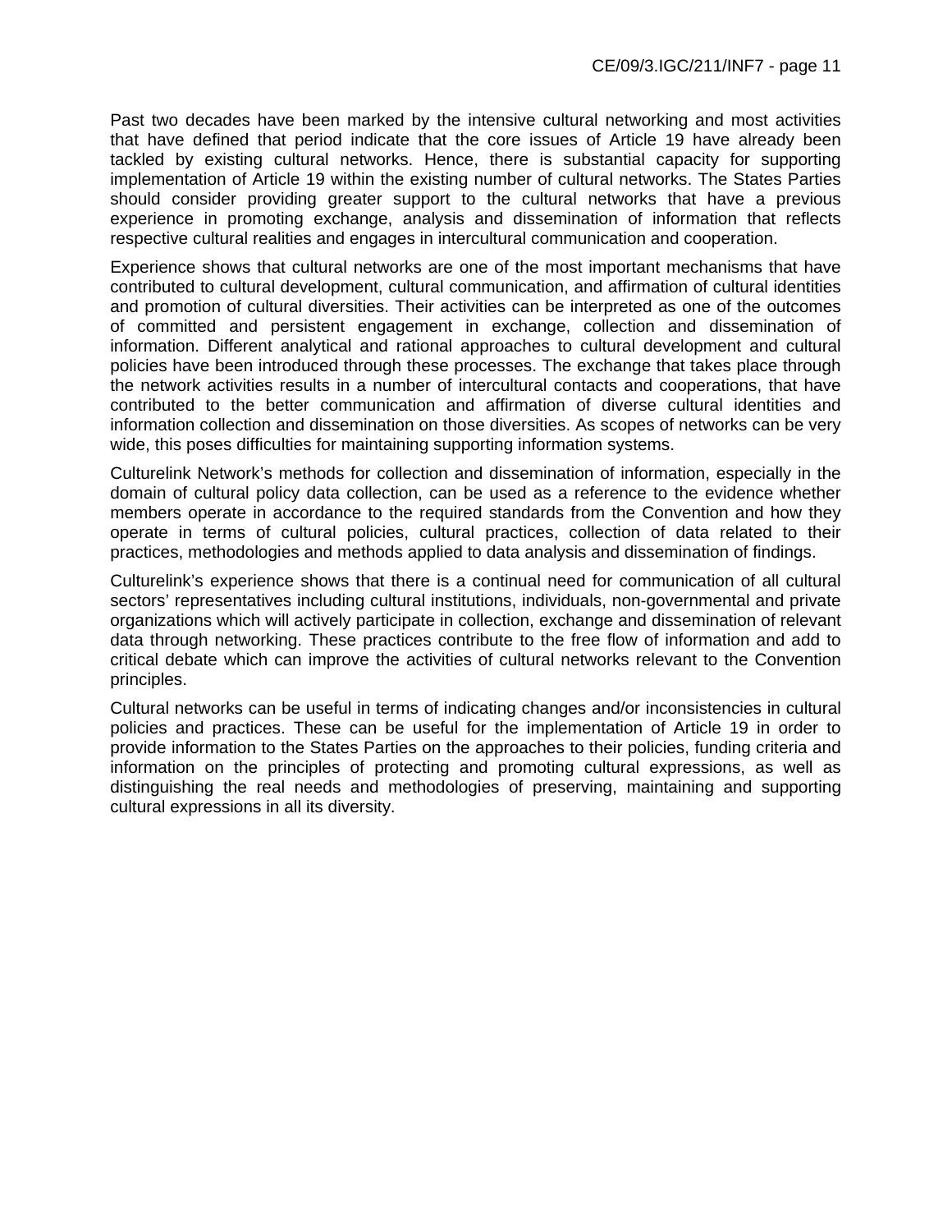Past two decades have been marked by the intensive cultural networking and most activities that have defined that period indicate that the core issues of Article 19 have already been tackled by existing cultural networks. Hence, there is substantial capacity for supporting implementation of Article 19 within the existing number of cultural networks. The States Parties should consider providing greater support to the cultural networks that have a previous experience in promoting exchange, analysis and dissemination of information that reflects respective cultural realities and engages in intercultural communication and cooperation.

Experience shows that cultural networks are one of the most important mechanisms that have contributed to cultural development, cultural communication, and affirmation of cultural identities and promotion of cultural diversities. Their activities can be interpreted as one of the outcomes of committed and persistent engagement in exchange, collection and dissemination of information. Different analytical and rational approaches to cultural development and cultural policies have been introduced through these processes. The exchange that takes place through the network activities results in a number of intercultural contacts and cooperations, that have contributed to the better communication and affirmation of diverse cultural identities and information collection and dissemination on those diversities. As scopes of networks can be very wide, this poses difficulties for maintaining supporting information systems.

Culturelink Network's methods for collection and dissemination of information, especially in the domain of cultural policy data collection, can be used as a reference to the evidence whether members operate in accordance to the required standards from the Convention and how they operate in terms of cultural policies, cultural practices, collection of data related to their practices, methodologies and methods applied to data analysis and dissemination of findings.

Culturelink's experience shows that there is a continual need for communication of all cultural sectors' representatives including cultural institutions, individuals, non-governmental and private organizations which will actively participate in collection, exchange and dissemination of relevant data through networking. These practices contribute to the free flow of information and add to critical debate which can improve the activities of cultural networks relevant to the Convention principles.

Cultural networks can be useful in terms of indicating changes and/or inconsistencies in cultural policies and practices. These can be useful for the implementation of Article 19 in order to provide information to the States Parties on the approaches to their policies, funding criteria and information on the principles of protecting and promoting cultural expressions, as well as distinguishing the real needs and methodologies of preserving, maintaining and supporting cultural expressions in all its diversity.